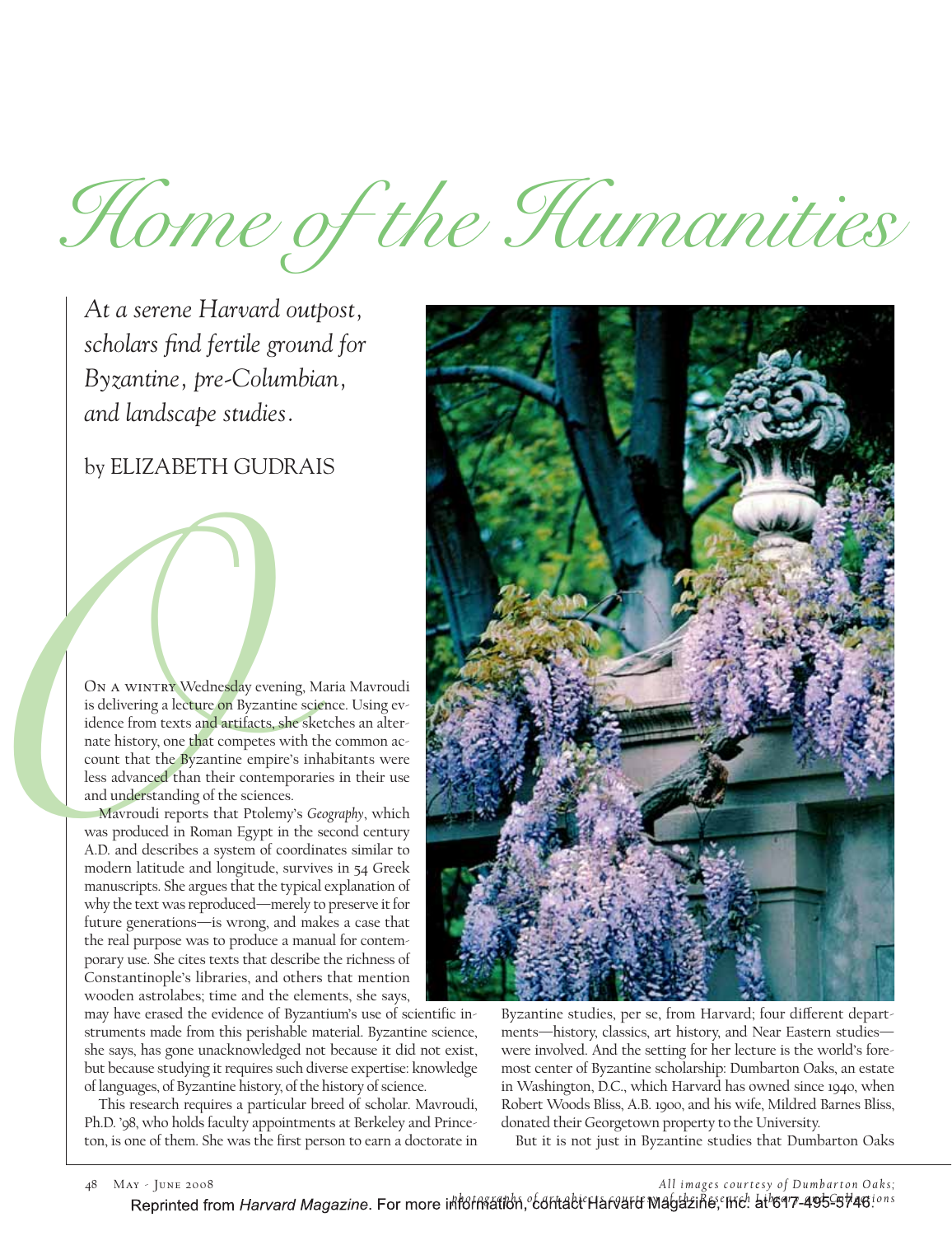# Home of the Humanities

*At a serene Harvard outpost, scholars find fertile ground for Byzantine, pre-Columbian, and landscape studies.*

by ELIZABETH GUDRAIS

On a wintry Wednesday evening, Maria Mavroudi is delivering a lecture on Byzantine science. Using evidence from texts and artifacts, she sketches an alternate history, one that competes with the common account that the Byzantine empire's inhabitants were less advanced than their contemporaries in their use and understanding of the sciences.

Mavroudi reports that Ptolemy's *Geography*, which was produced in Roman Egypt in the second century A.D. and describes a system of coordinates similar to modern latitude and longitude, survives in 54 Greek manuscripts. She argues that the typical explanation of why the text was reproduced—merely to preserve it for future generations—is wrong, and makes a case that the real purpose was to produce a manual for contemporary use. She cites texts that describe the richness of Constantinople's libraries, and others that mention wooden astrolabes; time and the elements, she says, may have erased the evidence of Byzantium's use of scientific instruments made from this perishable material. Byzantine science, she says, has gone unacknowledged not because it did not exist, but because studying it requires such diverse expertise: knowledge of languages, of Byzantine history, of the history of science.

This research requires a particular breed of scholar. Mavroudi, Ph.D. '98, who holds faculty appointments at Berkeley and Princeton, is one of them. She was the first person to earn a doctorate in Byzantine studies, per se, from Harvard; four different departments—history, classics, art history, and Near Eastern studies—were involved. And the setting for her lecture is the world's foremost center of Byzantine scholarship: Dumbarton Oaks, an estate in Washington, D.C., which Harvard has owned since 1940, when Robert Woods Bliss, A.B. 1900, and his wife, Mildred Barnes Bliss, donated their Georgetown property to the University.

But it is not just in Byzantine studies that Dumbarton Oaks

*All images courtesy of Dumbarton Oaks; photographs of art objects courtesy of the Research Library and Collections*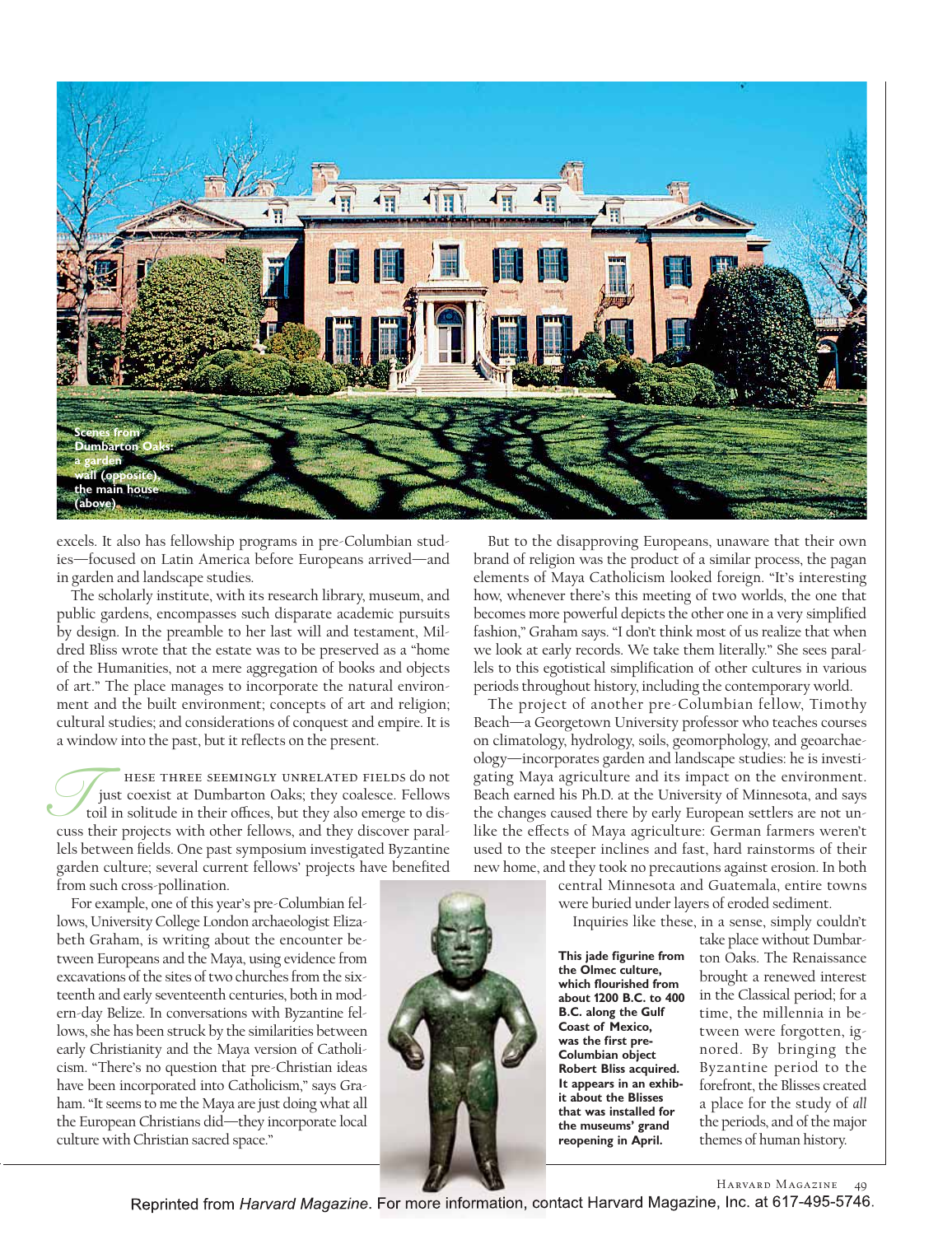Scenes from Dumbarton Oaks: a garden wall (opposite), the main house (above).

excels. It also has fellowship programs in pre-Columbian studies—focused on Latin America before Europeans arrived—and in garden and landscape studies.

The scholarly institute, with its research library, museum, and public gardens, encompasses such disparate academic pursuits by design. In the preamble to her last will and testament, Mildred Bliss wrote that the estate was to be preserved as a "home of the Humanities, not a mere aggregation of books and objects of art." The place manages to incorporate the natural environment and the built environment; concepts of art and religion; cultural studies; and considerations of conquest and empire. It is a window into the past, but it reflects on the present.

These three seemingly unrelated fields do not just coexist at Dumbarton Oaks; they coalesce. Fellows toil in solitude in their offices, but they also emerge to discuss their projects with other fellows, and they discover parallels between fields. One past symposium investigated Byzantine garden culture; several current fellows' projects have benefited from such cross-pollination.

For example, one of this year's pre-Columbian fellows, University College London archaeologist Elizabeth Graham, is writing about the encounter between Europeans and the Maya, using evidence from excavations of the sites of two churches from the sixteenth and early seventeenth centuries, both in modern-day Belize. In conversations with Byzantine fellows, she has been struck by the similarities between early Christianity and the Maya version of Catholicism. "There's no question that pre-Christian ideas have been incorporated into Catholicism," says Graham. "It seems to me the Maya are just doing what all the European Christians did—they incorporate local culture with Christian sacred space."

But to the disapproving Europeans, unaware that their own brand of religion was the product of a similar process, the pagan elements of Maya Catholicism looked foreign. "It's interesting how, whenever there's this meeting of two worlds, the one that becomes more powerful depicts the other one in a very simplified fashion," Graham says. "I don't think most of us realize that when we look at early records. We take them literally." She sees parallels to this egotistical simplification of other cultures in various periods throughout history, including the contemporary world.

The project of another pre-Columbian fellow, Timothy Beach—a Georgetown University professor who teaches courses on climatology, hydrology, soils, geomorphology, and geoarchaeology—incorporates garden and landscape studies: he is investigating Maya agriculture and its impact on the environment. Beach earned his Ph.D. at the University of Minnesota, and says the changes caused there by early European settlers are not unlike the effects of Maya agriculture: German farmers weren't used to the steeper inclines and fast, hard rainstorms of their new home, and they took no precautions against erosion. In both central Minnesota and Guatemala, entire towns were buried under layers of eroded sediment.

Inquiries like these, in a sense, simply couldn't take place without Dumbarton Oaks. The Renaissance brought a renewed interest in the Classical period; for a time, the millennia in between were forgotten, ignored. By bringing the Byzantine period to the forefront, the Blisses created a place for the study of *all* the periods, and of the major themes of human history.

**This jade figurine from the Olmec culture, which flourished from about 1200 B.C. to 400 B.C. along the Gulf Coast of Mexico, was the first pre-Columbian object Robert Bliss acquired. It appears in an exhibit about the Blisses that was installed for the museums' grand reopening in April.**

Reprinted from *Harvard Magazine*. For more information, contact Harvard Magazine, Inc. at 617-495-5746.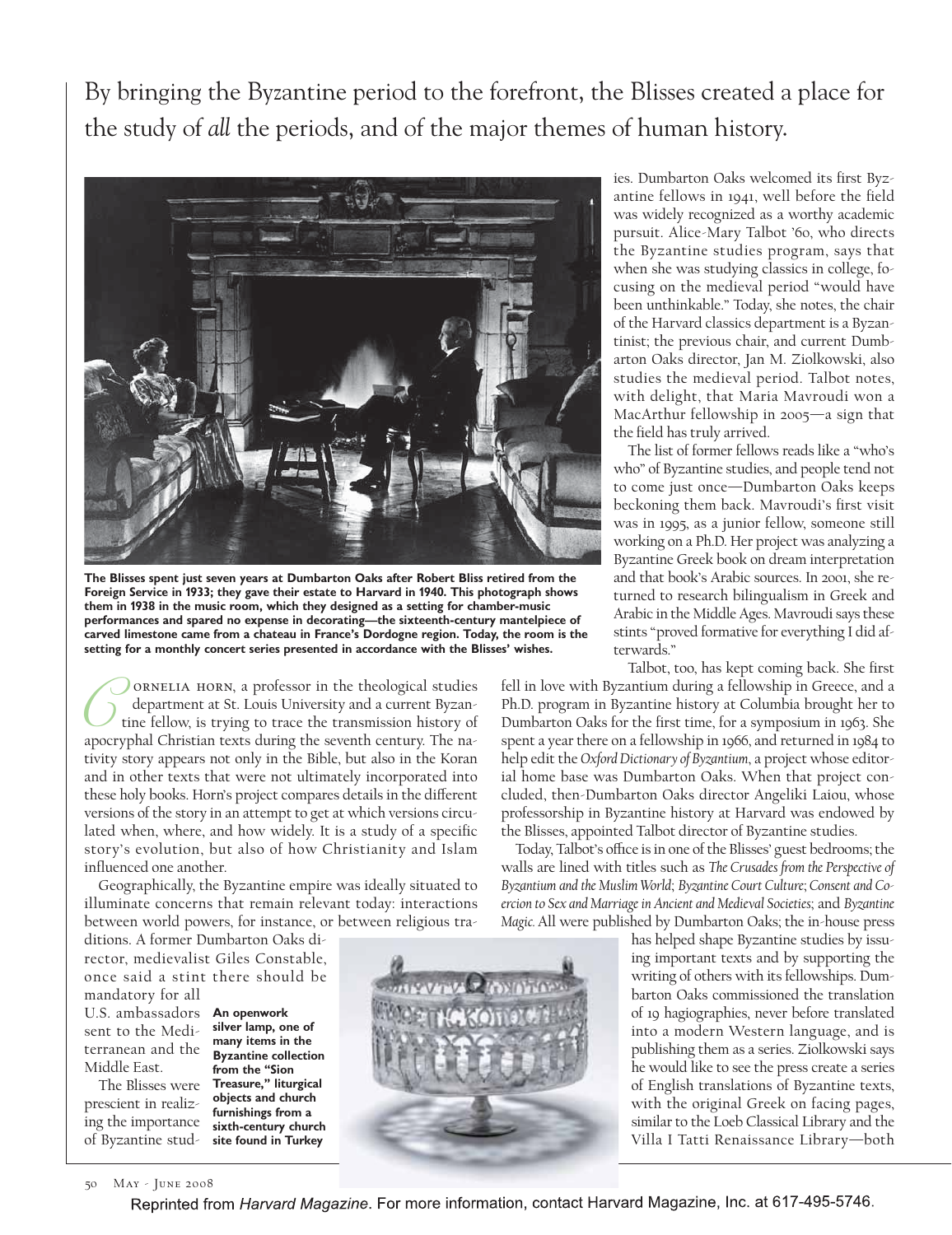By bringing the Byzantine period to the forefront, the Blisses created a place for the study of *all* the periods, and of the major themes of human history.

**The Blisses spent just seven years at Dumbarton Oaks after Robert Bliss retired from the Foreign Service in 1933; they gave their estate to Harvard in 1940. This photograph shows them in 1938 in the music room, which they designed as a setting for chamber-music performances and spared no expense in decorating—the sixteenth-century mantelpiece of carved limestone came from a chateau in France's Dordogne region. Today, the room is the setting for a monthly concert series presented in accordance with the Blisses' wishes.**

Cornelia Horn, a professor in the theological studies department at St. Louis University and a current Byzantine fellow, is trying to trace the transmission history of apocryphal Christian texts during the seventh century. The nativity story appears not only in the Bible, but also in the Koran and in other texts that were not ultimately incorporated into these holy books. Horn's project compares details in the different versions of the story in an attempt to get at which versions circulated when, where, and how widely. It is a study of a specific story's evolution, but also of how Christianity and Islam influenced one another.

Geographically, the Byzantine empire was ideally situated to illuminate concerns that remain relevant today: interactions between world powers, for instance, or between religious traditions. A former Dumbarton Oaks director, medievalist Giles Constable, once said a stint there should be mandatory for all U.S. ambassadors sent to the Mediterranean and the Middle East.

The Blisses were prescient in realizing the importance of Byzantine studies. Dumbarton Oaks welcomed its first Byzantine fellows in 1941, well before the field was widely recognized as a worthy academic pursuit. Alice-Mary Talbot '60, who directs the Byzantine studies program, says that when she was studying classics in college, focusing on the medieval period "would have been unthinkable." Today, she notes, the chair of the Harvard classics department is a Byzantinist; the previous chair, and current Dumbarton Oaks director, Jan M. Ziolkowski, also studies the medieval period. Talbot notes, with delight, that Maria Mavroudi won a MacArthur fellowship in 2005—a sign that the field has truly arrived.

**An openwork silver lamp, one of many items in the Byzantine collection from the "Sion Treasure," liturgical objects and church furnishings from a sixth-century church site found in Turkey**

The list of former fellows reads like a "who's who" of Byzantine studies, and people tend not to come just once—Dumbarton Oaks keeps beckoning them back. Mavroudi's first visit was in 1995, as a junior fellow, someone still working on a Ph.D. Her project was analyzing a Byzantine Greek book on dream interpretation and that book's Arabic sources. In 2001, she returned to research bilingualism in Greek and Arabic in the Middle Ages. Mavroudi says these stints "proved formative for everything I did afterwards."

Talbot, too, has kept coming back. She first fell in love with Byzantium during a fellowship in Greece, and a Ph.D. program in Byzantine history at Columbia brought her to Dumbarton Oaks for the first time, for a symposium in 1963. She spent a year there on a fellowship in 1966, and returned in 1984 to help edit the *Oxford Dictionary of Byzantium*, a project whose editorial home base was Dumbarton Oaks. When that project concluded, then-Dumbarton Oaks director Angeliki Laiou, whose professorship in Byzantine history at Harvard was endowed by the Blisses, appointed Talbot director of Byzantine studies.

Today, Talbot's office is in one of the Blisses' guest bedrooms; the walls are lined with titles such as *The Crusades from the Perspective of Byzantium and the Muslim World*; *Byzantine Court Culture*; *Consent and Coercion to Sex and Marriage in Ancient and Medieval Societies*; and *Byzantine Magic*. All were published by Dumbarton Oaks; the in-house press has helped shape Byzantine studies by issuing important texts and by supporting the writing of others with its fellowships. Dumbarton Oaks commissioned the translation of 19 hagiographies, never before translated into a modern Western language, and is publishing them as a series. Ziolkowski says he would like to see the press create a series of English translations of Byzantine texts, with the original Greek on facing pages, similar to the Loeb Classical Library and the Villa I Tatti Renaissance Library—both

Reprinted from *Harvard Magazine*. For more information, contact Harvard Magazine, Inc. at 617-495-5746.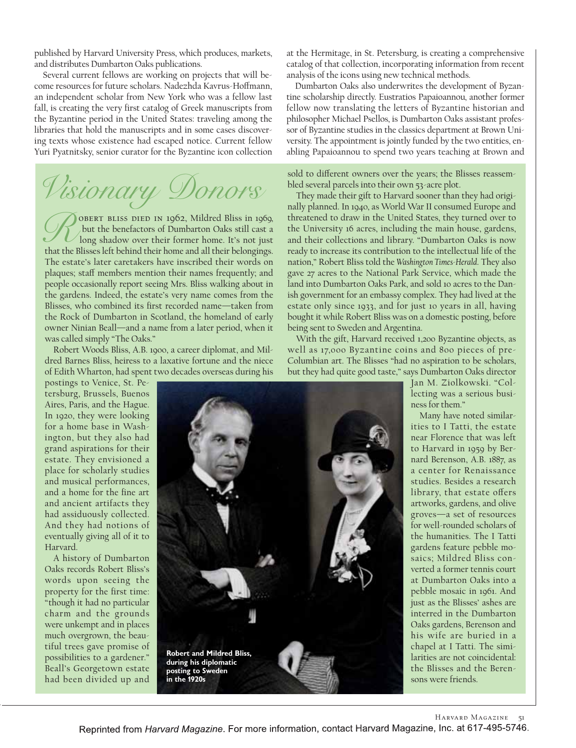published by Harvard University Press, which produces, markets, and distributes Dumbarton Oaks publications.

Several current fellows are working on projects that will become resources for future scholars. Nadezhda Kavrus-Hoffmann, an independent scholar from New York who was a fellow last fall, is creating the very first catalog of Greek manuscripts from the Byzantine period in the United States: traveling among the libraries that hold the manuscripts and in some cases discovering texts whose existence had escaped notice. Current fellow Yuri Pyatnitsky, senior curator for the Byzantine icon collection at the Hermitage, in St. Petersburg, is creating a comprehensive catalog of that collection, incorporating information from recent analysis of the icons using new technical methods.

Dumbarton Oaks also underwrites the development of Byzantine scholarship directly. Eustratios Papaioannou, another former fellow now translating the letters of Byzantine historian and philosopher Michael Psellos, is Dumbarton Oaks assistant professor of Byzantine studies in the classics department at Brown University. The appointment is jointly funded by the two entities, enabling Papaioannou to spend two years teaching at Brown and

## *Visionary Donors*

Robert Bliss died in 1962, Mildred Bliss in 1969, but the benefactors of Dumbarton Oaks still cast a long shadow over their former home. It's not just that the Blisses left behind their home and all their belongings. The estate's later caretakers have inscribed their words on plaques; staff members mention their names frequently; and people occasionally report seeing Mrs. Bliss walking about in the gardens. Indeed, the estate's very name comes from the Blisses, who combined its first recorded name—taken from the Rock of Dumbarton in Scotland, the homeland of early owner Ninian Beall—and a name from a later period, when it was called simply "The Oaks."

Robert Woods Bliss, A.B. 1900, a career diplomat, and Mildred Barnes Bliss, heiress to a laxative fortune and the niece of Edith Wharton, had spent two decades overseas during his postings to Venice, St. Petersburg, Brussels, Buenos Aires, Paris, and the Hague. In 1920, they were looking for a home base in Washington, but they also had grand aspirations for their estate. They envisioned a place for scholarly studies and musical performances, and a home for the fine art and ancient artifacts they had assiduously collected. And they had notions of eventually giving all of it to Harvard.

A history of Dumbarton Oaks records Robert Bliss's words upon seeing the property for the first time: "though it had no particular charm and the grounds were unkempt and in places much overgrown, the beautiful trees gave promise of possibilities to a gardener." Beall's Georgetown estate had been divided up and sold to different owners over the years; the Blisses reassembled several parcels into their own 53-acre plot.

**Robert and Mildred Bliss, during his diplomatic posting to Sweden in the 1920s**

They made their gift to Harvard sooner than they had originally planned. In 1940, as World War II consumed Europe and threatened to draw in the United States, they turned over to the University 16 acres, including the main house, gardens, and their collections and library. "Dumbarton Oaks is now ready to increase its contribution to the intellectual life of the nation," Robert Bliss told the *Washington Times-Herald*. They also gave 27 acres to the National Park Service, which made the land into Dumbarton Oaks Park, and sold 10 acres to the Danish government for an embassy complex. They had lived at the estate only since 1933, and for just 10 years in all, having bought it while Robert Bliss was on a domestic posting, before being sent to Sweden and Argentina.

With the gift, Harvard received 1,200 Byzantine objects, as well as 17,000 Byzantine coins and 800 pieces of pre-Columbian art. The Blisses "had no aspiration to be scholars, but they had quite good taste," says Dumbarton Oaks director Jan M. Ziolkowski. "Collecting was a serious business for them."

Many have noted similarities to I Tatti, the estate near Florence that was left to Harvard in 1959 by Bernard Berenson, A.B. 1887, as a center for Renaissance studies. Besides a research library, that estate offers artworks, gardens, and olive groves—a set of resources for well-rounded scholars of the humanities. The I Tatti gardens feature pebble mosaics; Mildred Bliss converted a former tennis court at Dumbarton Oaks into a pebble mosaic in 1961. And just as the Blisses' ashes are interred in the Dumbarton Oaks gardens, Berenson and his wife are buried in a chapel at I Tatti. The similarities are not coincidental: the Blisses and the Berensons were friends.

Reprinted from *Harvard Magazine*. For more information, contact Harvard Magazine, Inc. at 617-495-5746.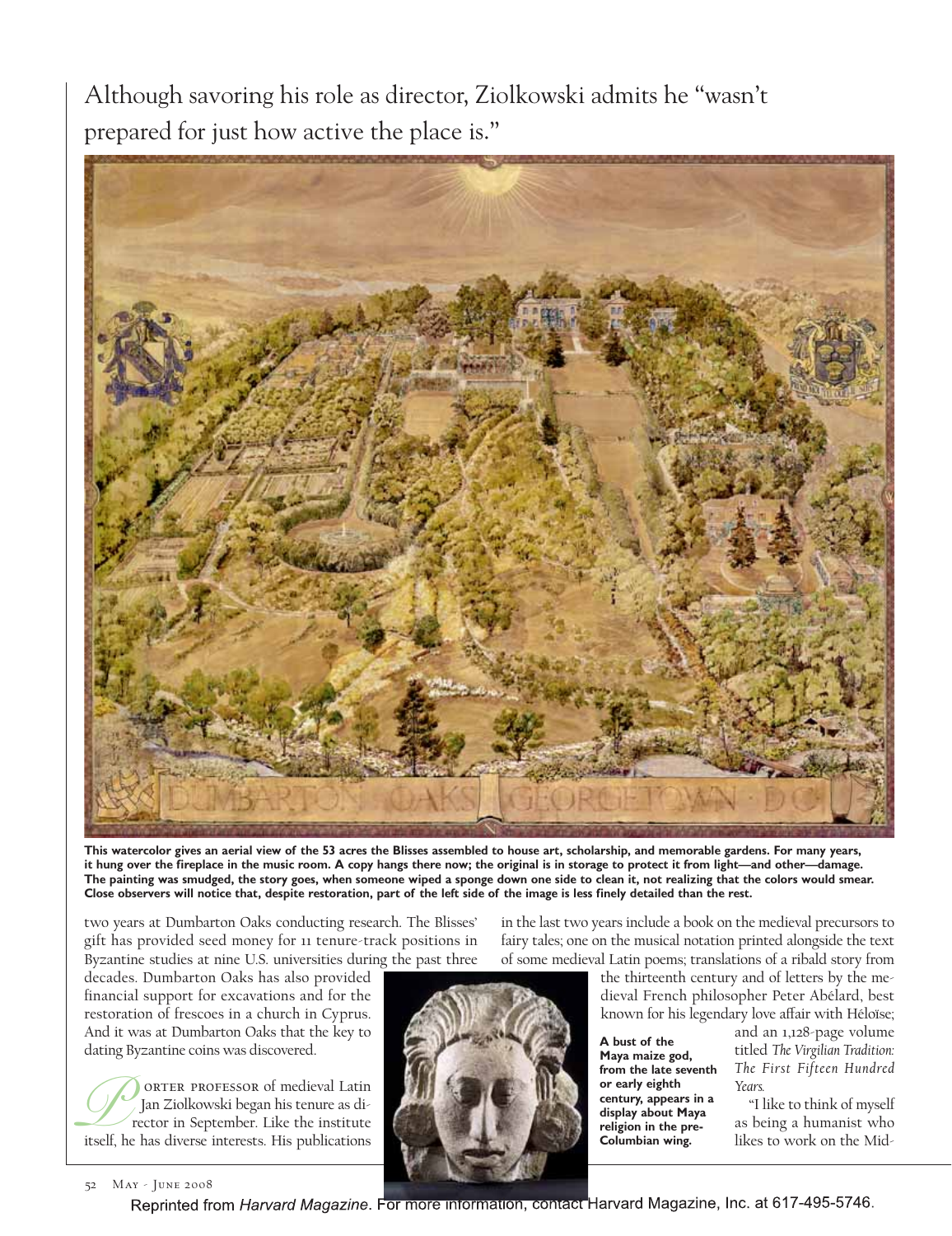Although savoring his role as director, Ziolkowski admits he "wasn't prepared for just how active the place is."

**This watercolor gives an aerial view of the 53 acres the Blisses assembled to house art, scholarship, and memorable gardens. For many years, it hung over the fireplace in the music room. A copy hangs there now; the original is in storage to protect it from light—and other—damage. The painting was smudged, the story goes, when someone wiped a sponge down one side to clean it, not realizing that the colors would smear. Close observers will notice that, despite restoration, part of the left side of the image is less finely detailed than the rest.**

two years at Dumbarton Oaks conducting research. The Blisses' gift has provided seed money for 11 tenure-track positions in Byzantine studies at nine U.S. universities during the past three decades. Dumbarton Oaks has also provided financial support for excavations and for the restoration of frescoes in a church in Cyprus. And it was at Dumbarton Oaks that the key to dating Byzantine coins was discovered.

Porter professor of medieval Latin Jan Ziolkowski began his tenure as director in September. Like the institute itself, he has diverse interests. His publications in the last two years include a book on the medieval precursors to fairy tales; one on the musical notation printed alongside the text of some medieval Latin poems; translations of a ribald story from the thirteenth century and of letters by the medieval French philosopher Peter Abélard, best known for his legendary love affair with Héloïse; and an 1,128-page volume titled *The Virgilian Tradition: The First Fifteen Hundred Years*.

**A bust of the Maya maize god, from the late seventh or early eighth century, appears in a display about Maya religion in the pre-Columbian wing.**

"I like to think of myself as being a humanist who likes to work on the Mid-

Reprinted from *Harvard Magazine*. For more information, contact Harvard Magazine, Inc. at 617-495-5746.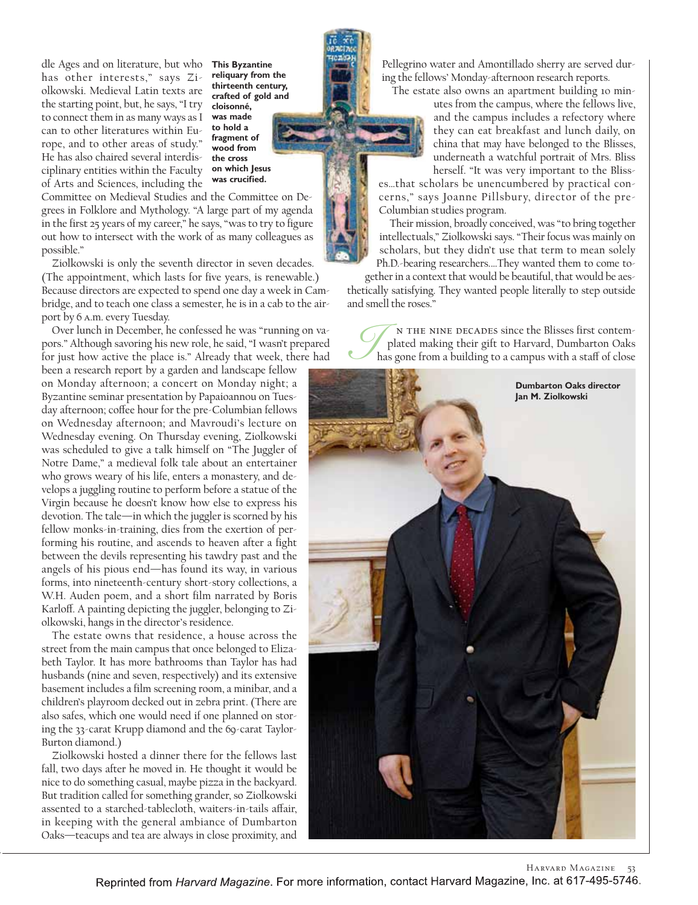dle Ages and on literature, but who has other interests," says Ziolkowski. Medieval Latin texts are the starting point, but, he says, "I try to connect them in as many ways as I can to other literatures within Europe, and to other areas of study." He has also chaired several interdisciplinary entities within the Faculty of Arts and Sciences, including the Committee on Medieval Studies and the Committee on Degrees in Folklore and Mythology. "A large part of my agenda in the first 25 years of my career," he says, "was to try to figure out how to intersect with the work of as many colleagues as possible."

**This Byzantine reliquary from the thirteenth century, crafted of gold and cloisonné, was made to hold a fragment of wood from the cross on which Jesus was crucified.**

Ziolkowski is only the seventh director in seven decades. (The appointment, which lasts for five years, is renewable.) Because directors are expected to spend one day a week in Cambridge, and to teach one class a semester, he is in a cab to the airport by 6 A.M. every Tuesday.

Over lunch in December, he confessed he was "running on vapors." Although savoring his new role, he said, "I wasn't prepared for just how active the place is." Already that week, there had been a research report by a garden and landscape fellow on Monday afternoon; a concert on Monday night; a Byzantine seminar presentation by Papaioannou on Tuesday afternoon; coffee hour for the pre-Columbian fellows on Wednesday afternoon; and Mavroudi's lecture on Wednesday evening. On Thursday evening, Ziolkowski was scheduled to give a talk himself on "The Juggler of Notre Dame," a medieval folk tale about an entertainer who grows weary of his life, enters a monastery, and develops a juggling routine to perform before a statue of the Virgin because he doesn't know how else to express his devotion. The tale—in which the juggler is scorned by his fellow monks-in-training, dies from the exertion of performing his routine, and ascends to heaven after a fight between the devils representing his tawdry past and the angels of his pious end—has found its way, in various forms, into nineteenth-century short-story collections, a W.H. Auden poem, and a short film narrated by Boris Karloff. A painting depicting the juggler, belonging to Ziolkowski, hangs in the director's residence.

The estate owns that residence, a house across the street from the main campus that once belonged to Elizabeth Taylor. It has more bathrooms than Taylor has had husbands (nine and seven, respectively) and its extensive basement includes a film screening room, a minibar, and a children's playroom decked out in zebra print. (There are also safes, which one would need if one planned on storing the 33-carat Krupp diamond and the 69-carat Taylor-Burton diamond.)

Ziolkowski hosted a dinner there for the fellows last fall, two days after he moved in. He thought it would be nice to do something casual, maybe pizza in the backyard. But tradition called for something grander, so Ziolkowski assented to a starched-tablecloth, waiters-in-tails affair, in keeping with the general ambiance of Dumbarton Oaks—teacups and tea are always in close proximity, and Pellegrino water and Amontillado sherry are served during the fellows' Monday-afternoon research reports.

The estate also owns an apartment building 10 minutes from the campus, where the fellows live, and the campus includes a refectory where they can eat breakfast and lunch daily, on china that may have belonged to the Blisses, underneath a watchful portrait of Mrs. Bliss herself. "It was very important to the Blisses…that scholars be unencumbered by practical concerns," says Joanne Pillsbury, director of the pre-Columbian studies program.

Their mission, broadly conceived, was "to bring together intellectuals," Ziolkowski says. "Their focus was mainly on scholars, but they didn't use that term to mean solely Ph.D.-bearing researchers.…They wanted them to come together in a context that would be beautiful, that would be aesthetically satisfying. They wanted people literally to step outside and smell the roses."

IN THE NINE DECADES since the Blisses first contemplated making their gift to Harvard, Dumbarton Oaks has gone from a building to a campus with a staff of close

**Dumbarton Oaks director Jan M. Ziolkowski**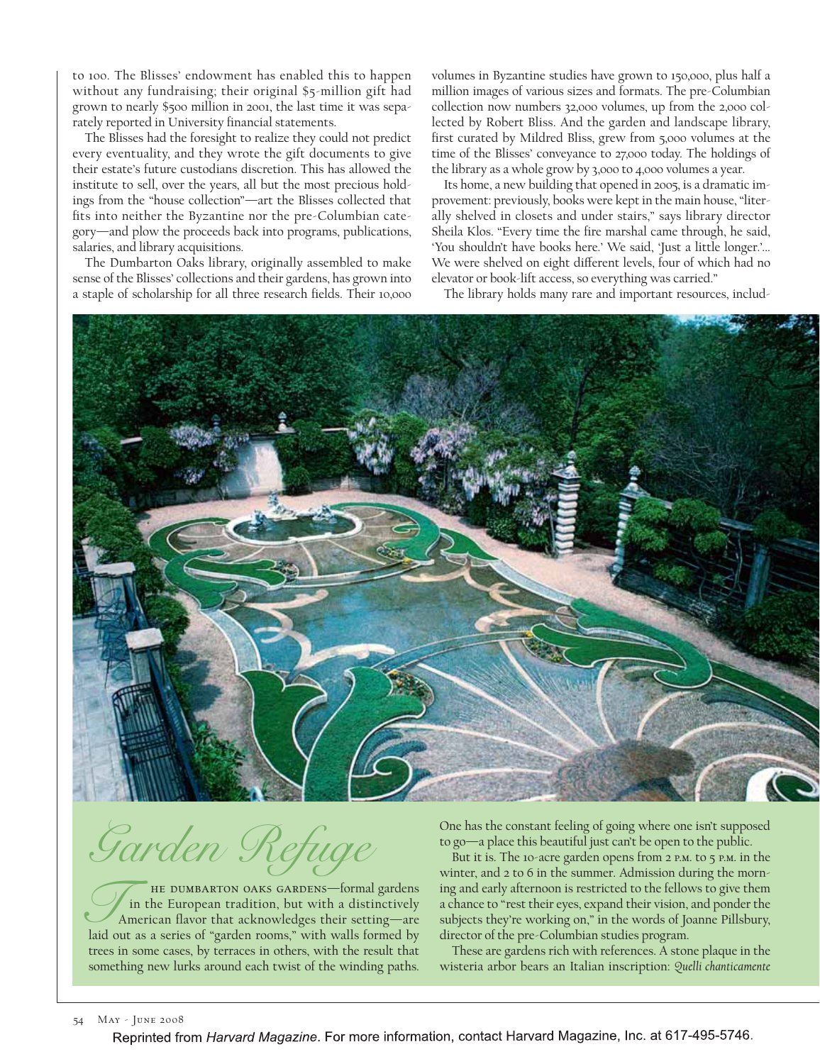to 100. The Blisses' endowment has enabled this to happen without any fundraising; their original $5-million gift had grown to nearly $500 million in 2001, the last time it was separately reported in University financial statements.

The Blisses had the foresight to realize they could not predict every eventuality, and they wrote the gift documents to give their estate's future custodians discretion. This has allowed the institute to sell, over the years, all but the most precious holdings from the "house collection"—art the Blisses collected that fits into neither the Byzantine nor the pre-Columbian category—and plow the proceeds back into programs, publications, salaries, and library acquisitions.

The Dumbarton Oaks library, originally assembled to make sense of the Blisses' collections and their gardens, has grown into a staple of scholarship for all three research fields. Their 10,000 volumes in Byzantine studies have grown to 150,000, plus half a million images of various sizes and formats. The pre-Columbian collection now numbers 32,000 volumes, up from the 2,000 collected by Robert Bliss. And the garden and landscape library, first curated by Mildred Bliss, grew from 5,000 volumes at the time of the Blisses' conveyance to 27,000 today. The holdings of the library as a whole grow by 3,000 to 4,000 volumes a year.

Its home, a new building that opened in 2005, is a dramatic improvement: previously, books were kept in the main house, "literally shelved in closets and under stairs," says library director Sheila Klos. "Every time the fire marshal came through, he said, 'You shouldn't have books here.' We said, 'Just a little longer.'… We were shelved on eight different levels, four of which had no elevator or book-lift access, so everything was carried."

The library holds many rare and important resources, includ-

## *Garden Refuge*

The Dumbarton Oaks gardens—formal gardens in the European tradition, but with a distinctively American flavor that acknowledges their setting—are laid out as a series of "garden rooms," with walls formed by trees in some cases, by terraces in others, with the result that something new lurks around each twist of the winding paths. One has the constant feeling of going where one isn't supposed to go—a place this beautiful just can't be open to the public.

But it is. The 10-acre garden opens from 2 p.m. to 5 p.m. in the winter, and 2 to 6 in the summer. Admission during the morning and early afternoon is restricted to the fellows to give them a chance to "rest their eyes, expand their vision, and ponder the subjects they're working on," in the words of Joanne Pillsbury, director of the pre-Columbian studies program.

These are gardens rich with references. A stone plaque in the wisteria arbor bears an Italian inscription: *Quelli chanticamente*

Reprinted from *Harvard Magazine*. For more information, contact Harvard Magazine, Inc. at 617-495-5746.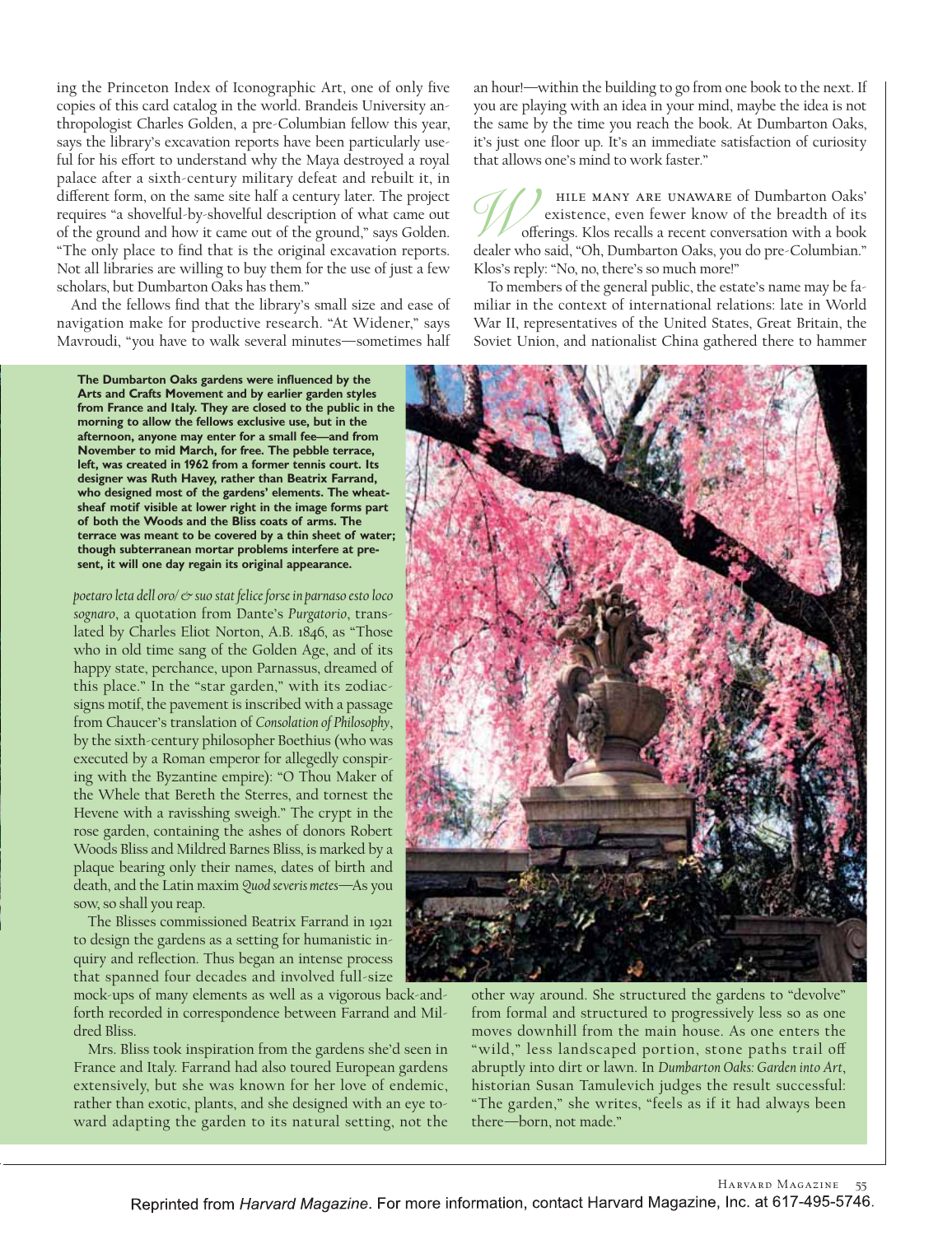ing the Princeton Index of Iconographic Art, one of only five copies of this card catalog in the world. Brandeis University anthropologist Charles Golden, a pre-Columbian fellow this year, says the library's excavation reports have been particularly useful for his effort to understand why the Maya destroyed a royal palace after a sixth-century military defeat and rebuilt it, in different form, on the same site half a century later. The project requires "a shovelful-by-shovelful description of what came out of the ground and how it came out of the ground," says Golden. "The only place to find that is the original excavation reports. Not all libraries are willing to buy them for the use of just a few scholars, but Dumbarton Oaks has them."

And the fellows find that the library's small size and ease of navigation make for productive research. "At Widener," says Mavroudi, "you have to walk several minutes—sometimes half an hour!—within the building to go from one book to the next. If you are playing with an idea in your mind, maybe the idea is not the same by the time you reach the book. At Dumbarton Oaks, it's just one floor up. It's an immediate satisfaction of curiosity that allows one's mind to work faster."

While many are unaware of Dumbarton Oaks' existence, even fewer know of the breadth of its offerings. Klos recalls a recent conversation with a book dealer who said, "Oh, Dumbarton Oaks, you do pre-Columbian." Klos's reply: "No, no, there's so much more!"

To members of the general public, the estate's name may be familiar in the context of international relations: late in World War II, representatives of the United States, Great Britain, the Soviet Union, and nationalist China gathered there to hammer

**The Dumbarton Oaks gardens were influenced by the Arts and Crafts Movement and by earlier garden styles from France and Italy. They are closed to the public in the morning to allow the fellows exclusive use, but in the afternoon, anyone may enter for a small fee—and from November to mid March, for free. The pebble terrace, left, was created in 1962 from a former tennis court. Its designer was Ruth Havey, rather than Beatrix Farrand, who designed most of the gardens' elements. The wheat-sheaf motif visible at lower right in the image forms part of both the Woods and the Bliss coats of arms. The terrace was meant to be covered by a thin sheet of water; though subterranean mortar problems interfere at present, it will one day regain its original appearance.**

*poetaro leta dell oro/ & suo stat felice forse in parnaso esto loco sognaro*, a quotation from Dante's *Purgatorio*, translated by Charles Eliot Norton, A.B. 1846, as "Those who in old time sang of the Golden Age, and of its happy state, perchance, upon Parnassus, dreamed of this place." In the "star garden," with its zodiac-signs motif, the pavement is inscribed with a passage from Chaucer's translation of *Consolation of Philosophy*, by the sixth-century philosopher Boethius (who was executed by a Roman emperor for allegedly conspiring with the Byzantine empire): "O Thou Maker of the Whele that Bereth the Sterres, and tornest the Hevene with a ravisshing sweigh." The crypt in the rose garden, containing the ashes of donors Robert Woods Bliss and Mildred Barnes Bliss, is marked by a plaque bearing only their names, dates of birth and death, and the Latin maxim *Quod severis metes*—As you sow, so shall you reap.

The Blisses commissioned Beatrix Farrand in 1921 to design the gardens as a setting for humanistic inquiry and reflection. Thus began an intense process that spanned four decades and involved full-size mock-ups of many elements as well as a vigorous back-and-forth recorded in correspondence between Farrand and Mildred Bliss.

Mrs. Bliss took inspiration from the gardens she'd seen in France and Italy. Farrand had also toured European gardens extensively, but she was known for her love of endemic, rather than exotic, plants, and she designed with an eye toward adapting the garden to its natural setting, not the other way around. She structured the gardens to "devolve" from formal and structured to progressively less so as one moves downhill from the main house. As one enters the "wild," less landscaped portion, stone paths trail off abruptly into dirt or lawn. In *Dumbarton Oaks: Garden into Art*, historian Susan Tamulevich judges the result successful: "The garden," she writes, "feels as if it had always been there—born, not made."

Reprinted from *Harvard Magazine*. For more information, contact Harvard Magazine, Inc. at 617-495-5746.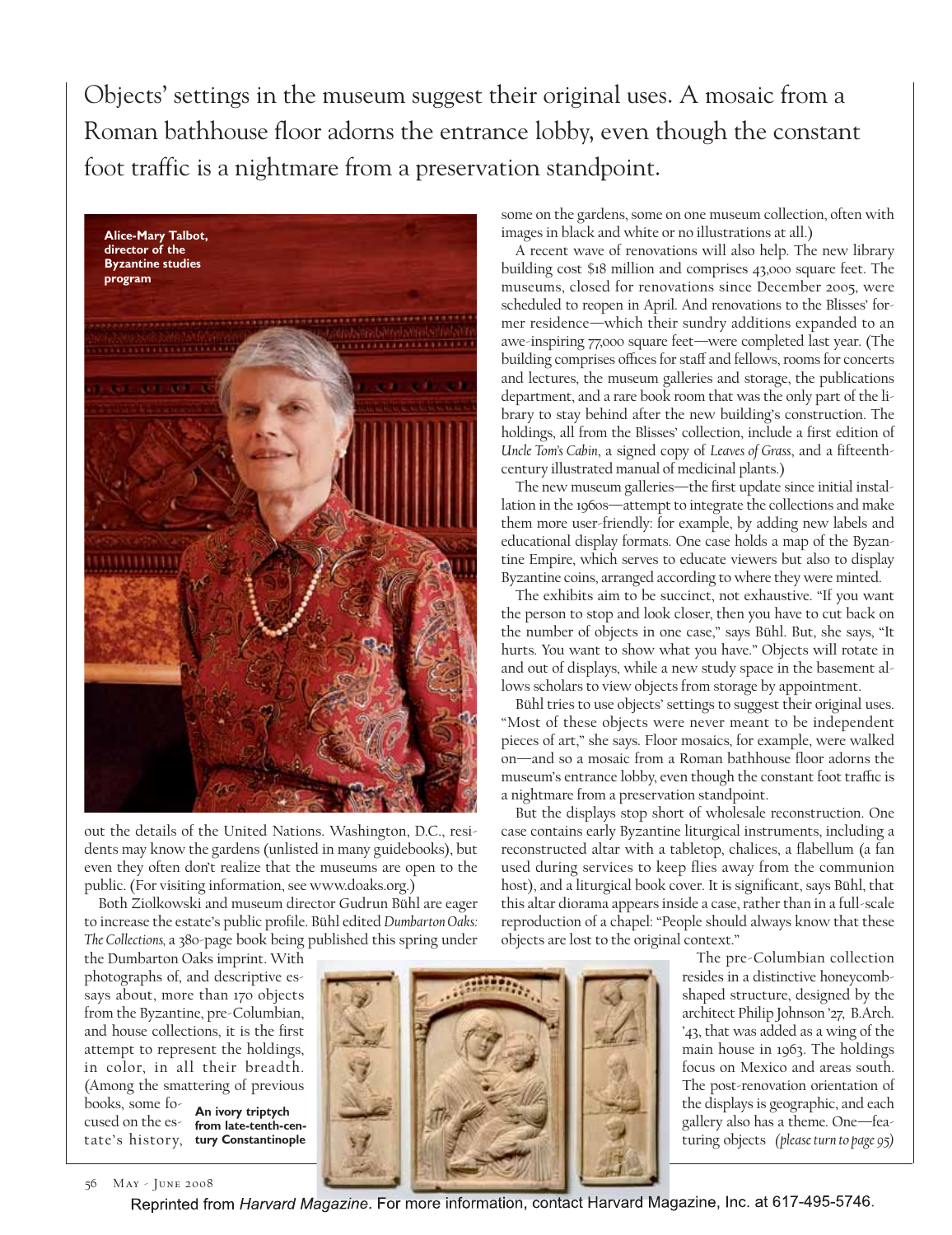Objects' settings in the museum suggest their original uses. A mosaic from a Roman bathhouse floor adorns the entrance lobby, even though the constant foot traffic is a nightmare from a preservation standpoint.

**Alice-Mary Talbot, director of the Byzantine studies program**

out the details of the United Nations. Washington, D.C., residents may know the gardens (unlisted in many guidebooks), but even they often don't realize that the museums are open to the public. (For visiting information, see www.doaks.org.)

Both Ziolkowski and museum director Gudrun Bühl are eager to increase the estate's public profile. Bühl edited *Dumbarton Oaks: The Collections,* a 380-page book being published this spring under the Dumbarton Oaks imprint. With photographs of, and descriptive essays about, more than 170 objects from the Byzantine, pre-Columbian, and house collections, it is the first attempt to represent the holdings, in color, in all their breadth. (Among the smattering of previous books, some focused on the estate's history, some on the gardens, some on one museum collection, often with images in black and white or no illustrations at all.)

A recent wave of renovations will also help. The new library building cost $18 million and comprises 43,000 square feet. The museums, closed for renovations since December 2005, were scheduled to reopen in April. And renovations to the Blisses' former residence—which their sundry additions expanded to an awe-inspiring 77,000 square feet—were completed last year. (The building comprises offices for staff and fellows, rooms for concerts and lectures, the museum galleries and storage, the publications department, and a rare book room that was the only part of the library to stay behind after the new building's construction. The holdings, all from the Blisses' collection, include a first edition of *Uncle Tom's Cabin*, a signed copy of *Leaves of Grass*, and a fifteenth-century illustrated manual of medicinal plants.)

The new museum galleries—the first update since initial installation in the 1960s—attempt to integrate the collections and make them more user-friendly: for example, by adding new labels and educational display formats. One case holds a map of the Byzantine Empire, which serves to educate viewers but also to display Byzantine coins, arranged according to where they were minted.

The exhibits aim to be succinct, not exhaustive. "If you want the person to stop and look closer, then you have to cut back on the number of objects in one case," says Bühl. But, she says, "It hurts. You want to show what you have." Objects will rotate in and out of displays, while a new study space in the basement allows scholars to view objects from storage by appointment.

Bühl tries to use objects' settings to suggest their original uses. "Most of these objects were never meant to be independent pieces of art," she says. Floor mosaics, for example, were walked on—and so a mosaic from a Roman bathhouse floor adorns the museum's entrance lobby, even though the constant foot traffic is a nightmare from a preservation standpoint.

But the displays stop short of wholesale reconstruction. One case contains early Byzantine liturgical instruments, including a reconstructed altar with a tabletop, chalices, a flabellum (a fan used during services to keep flies away from the communion host), and a liturgical book cover. It is significant, says Bühl, that this altar diorama appears inside a case, rather than in a full-scale reproduction of a chapel: "People should always know that these objects are lost to the original context."

**An ivory triptych from late-tenth-century Constantinople**

The pre-Columbian collection resides in a distinctive honeycomb-shaped structure, designed by the architect Philip Johnson '27, B.Arch. '43, that was added as a wing of the main house in 1963. The holdings focus on Mexico and areas south. The post-renovation orientation of the displays is geographic, and each gallery also has a theme. One—featuring objects *(please turn to page 95)*

Reprinted from *Harvard Magazine*. For more information, contact Harvard Magazine, Inc. at 617-495-5746.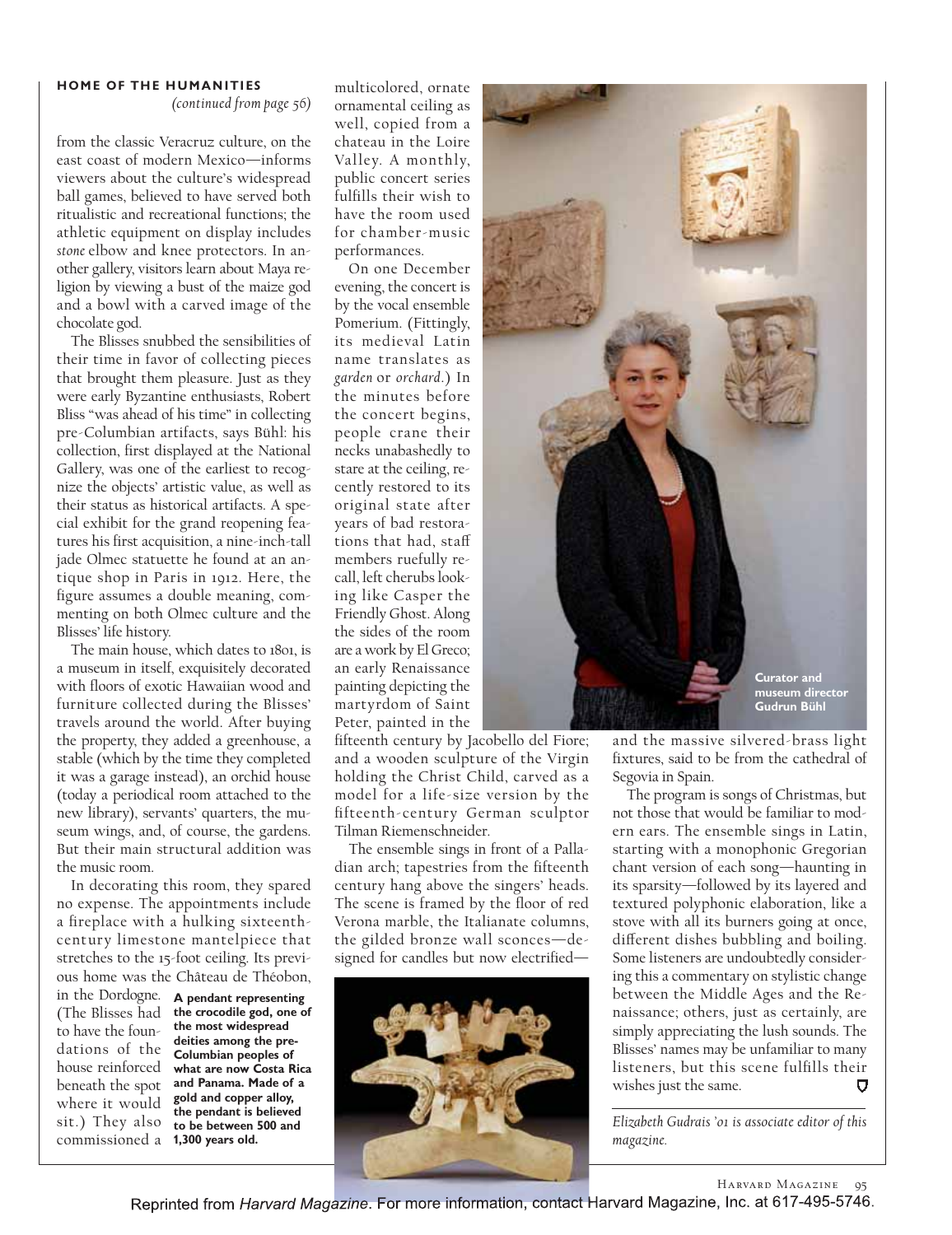**HOME OF THE HUMANITIES**
*(continued from page 56)*

from the classic Veracruz culture, on the east coast of modern Mexico—informs viewers about the culture's widespread ball games, believed to have served both ritualistic and recreational functions; the athletic equipment on display includes *stone* elbow and knee protectors. In another gallery, visitors learn about Maya religion by viewing a bust of the maize god and a bowl with a carved image of the chocolate god.

The Blisses snubbed the sensibilities of their time in favor of collecting pieces that brought them pleasure. Just as they were early Byzantine enthusiasts, Robert Bliss "was ahead of his time" in collecting pre-Columbian artifacts, says Bühl: his collection, first displayed at the National Gallery, was one of the earliest to recognize the objects' artistic value, as well as their status as historical artifacts. A special exhibit for the grand reopening features his first acquisition, a nine-inch-tall jade Olmec statuette he found at an antique shop in Paris in 1912. Here, the figure assumes a double meaning, commenting on both Olmec culture and the Blisses' life history.

The main house, which dates to 1801, is a museum in itself, exquisitely decorated with floors of exotic Hawaiian wood and furniture collected during the Blisses' travels around the world. After buying the property, they added a greenhouse, a stable (which by the time they completed it was a garage instead), an orchid house (today a periodical room attached to the new library), servants' quarters, the museum wings, and, of course, the gardens. But their main structural addition was the music room.

In decorating this room, they spared no expense. The appointments include a fireplace with a hulking sixteenth-century limestone mantelpiece that stretches to the 15-foot ceiling. Its previous home was the Château de Théobon, in the Dordogne. (The Blisses had to have the foundations of the house reinforced beneath the spot where it would sit.) They also commissioned a multicolored, ornate ornamental ceiling as well, copied from a chateau in the Loire Valley. A monthly, public concert series fulfills their wish to have the room used for chamber-music performances.

**A pendant representing the crocodile god, one of the most widespread deities among the pre-Columbian peoples of what are now Costa Rica and Panama. Made of a gold and copper alloy, the pendant is believed to be between 500 and 1,300 years old.**

On one December evening, the concert is by the vocal ensemble Pomerium. (Fittingly, its medieval Latin name translates as *garden* or *orchard*.) In the minutes before the concert begins, people crane their necks unabashedly to stare at the ceiling, recently restored to its original state after years of bad restorations that had, staff members ruefully recall, left cherubs looking like Casper the Friendly Ghost. Along the sides of the room are a work by El Greco; an early Renaissance painting depicting the martyrdom of Saint Peter, painted in the fifteenth century by Jacobello del Fiore; and a wooden sculpture of the Virgin holding the Christ Child, carved as a model for a life-size version by the fifteenth-century German sculptor Tilman Riemenschneider.

The ensemble sings in front of a Palladian arch; tapestries from the fifteenth century hang above the singers' heads. The scene is framed by the floor of red Verona marble, the Italianate columns, the gilded bronze wall sconces—designed for candles but now electrified—and the massive silvered-brass light fixtures, said to be from the cathedral of Segovia in Spain.

**Curator and museum director Gudrun Bühl**

The program is songs of Christmas, but not those that would be familiar to modern ears. The ensemble sings in Latin, starting with a monophonic Gregorian chant version of each song—haunting in its sparsity—followed by its layered and textured polyphonic elaboration, like a stove with all its burners going at once, different dishes bubbling and boiling. Some listeners are undoubtedly considering this a commentary on stylistic change between the Middle Ages and the Renaissance; others, just as certainly, are simply appreciating the lush sounds. The Blisses' names may be unfamiliar to many listeners, but this scene fulfills their wishes just the same.

*Elizabeth Gudrais '01 is associate editor of this magazine.*

Reprinted from *Harvard Magazine*. For more information, contact Harvard Magazine, Inc. at 617-495-5746.